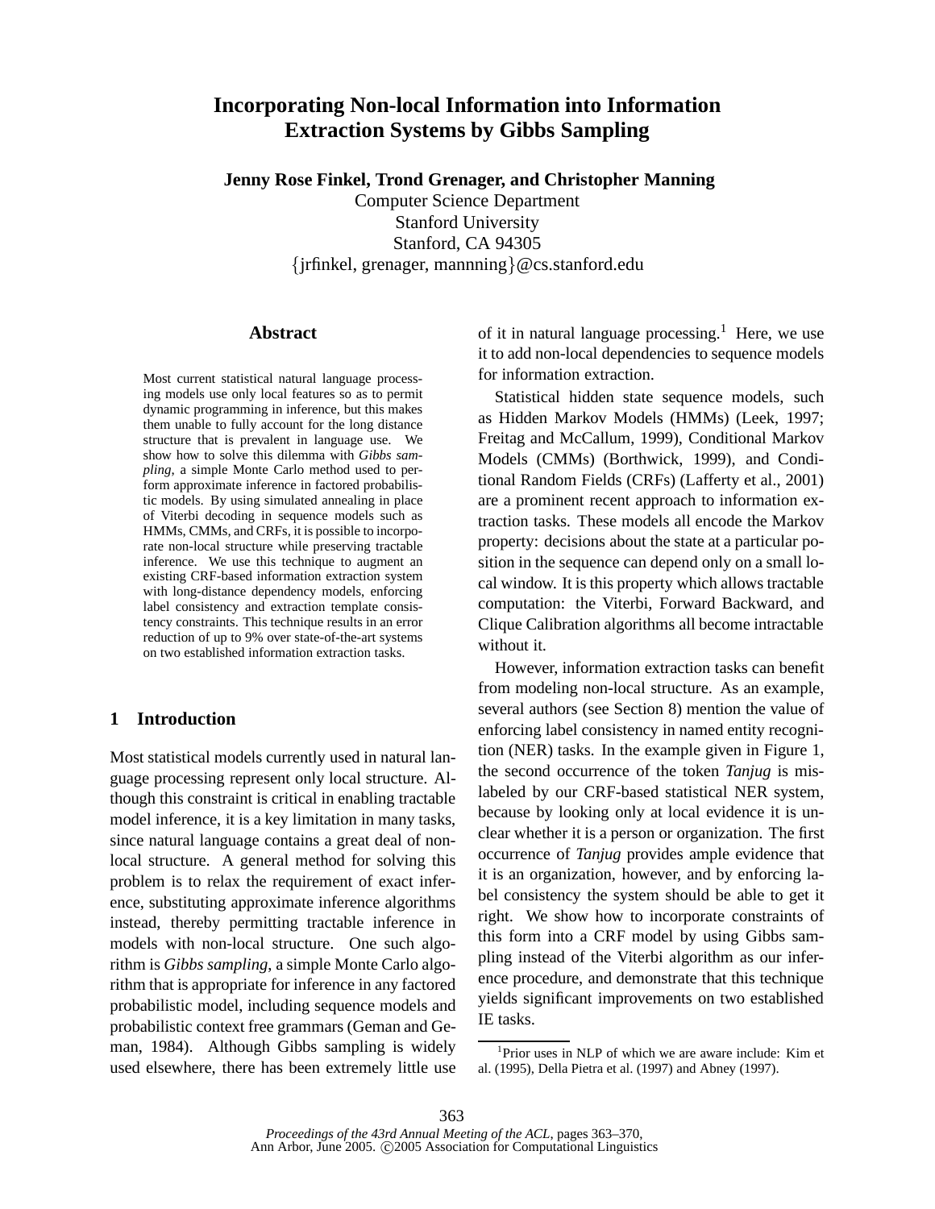# Incorporating Non-local Information into Information Extraction Systems by Gibbs Sampling

**Jenny Rose Finkel, Trond Grenager, and Christopher Manning**

Computer Science Department
Stanford University
Stanford, CA 94305
{jrfinkel, grenager, mannning}@cs.stanford.edu

## Abstract

Most current statistical natural language processing models use only local features so as to permit dynamic programming in inference, but this makes them unable to fully account for the long distance structure that is prevalent in language use. We show how to solve this dilemma with *Gibbs sampling*, a simple Monte Carlo method used to perform approximate inference in factored probabilistic models. By using simulated annealing in place of Viterbi decoding in sequence models such as HMMs, CMMs, and CRFs, it is possible to incorporate non-local structure while preserving tractable inference. We use this technique to augment an existing CRF-based information extraction system with long-distance dependency models, enforcing label consistency and extraction template consistency constraints. This technique results in an error reduction of up to 9% over state-of-the-art systems on two established information extraction tasks.

## 1 Introduction

Most statistical models currently used in natural language processing represent only local structure. Although this constraint is critical in enabling tractable model inference, it is a key limitation in many tasks, since natural language contains a great deal of non-local structure. A general method for solving this problem is to relax the requirement of exact inference, substituting approximate inference algorithms instead, thereby permitting tractable inference in models with non-local structure. One such algorithm is *Gibbs sampling*, a simple Monte Carlo algorithm that is appropriate for inference in any factored probabilistic model, including sequence models and probabilistic context free grammars (Geman and Geman, 1984). Although Gibbs sampling is widely used elsewhere, there has been extremely little use of it in natural language processing.[1] Here, we use it to add non-local dependencies to sequence models for information extraction.

Statistical hidden state sequence models, such as Hidden Markov Models (HMMs) (Leek, 1997; Freitag and McCallum, 1999), Conditional Markov Models (CMMs) (Borthwick, 1999), and Conditional Random Fields (CRFs) (Lafferty et al., 2001) are a prominent recent approach to information extraction tasks. These models all encode the Markov property: decisions about the state at a particular position in the sequence can depend only on a small local window. It is this property which allows tractable computation: the Viterbi, Forward Backward, and Clique Calibration algorithms all become intractable without it.

However, information extraction tasks can benefit from modeling non-local structure. As an example, several authors (see Section 8) mention the value of enforcing label consistency in named entity recognition (NER) tasks. In the example given in Figure 1, the second occurrence of the token *Tanjug* is mislabeled by our CRF-based statistical NER system, because by looking only at local evidence it is unclear whether it is a person or organization. The first occurrence of *Tanjug* provides ample evidence that it is an organization, however, and by enforcing label consistency the system should be able to get it right. We show how to incorporate constraints of this form into a CRF model by using Gibbs sampling instead of the Viterbi algorithm as our inference procedure, and demonstrate that this technique yields significant improvements on two established IE tasks.

[1] Prior uses in NLP of which we are aware include: Kim et al. (1995), Della Pietra et al. (1997) and Abney (1997).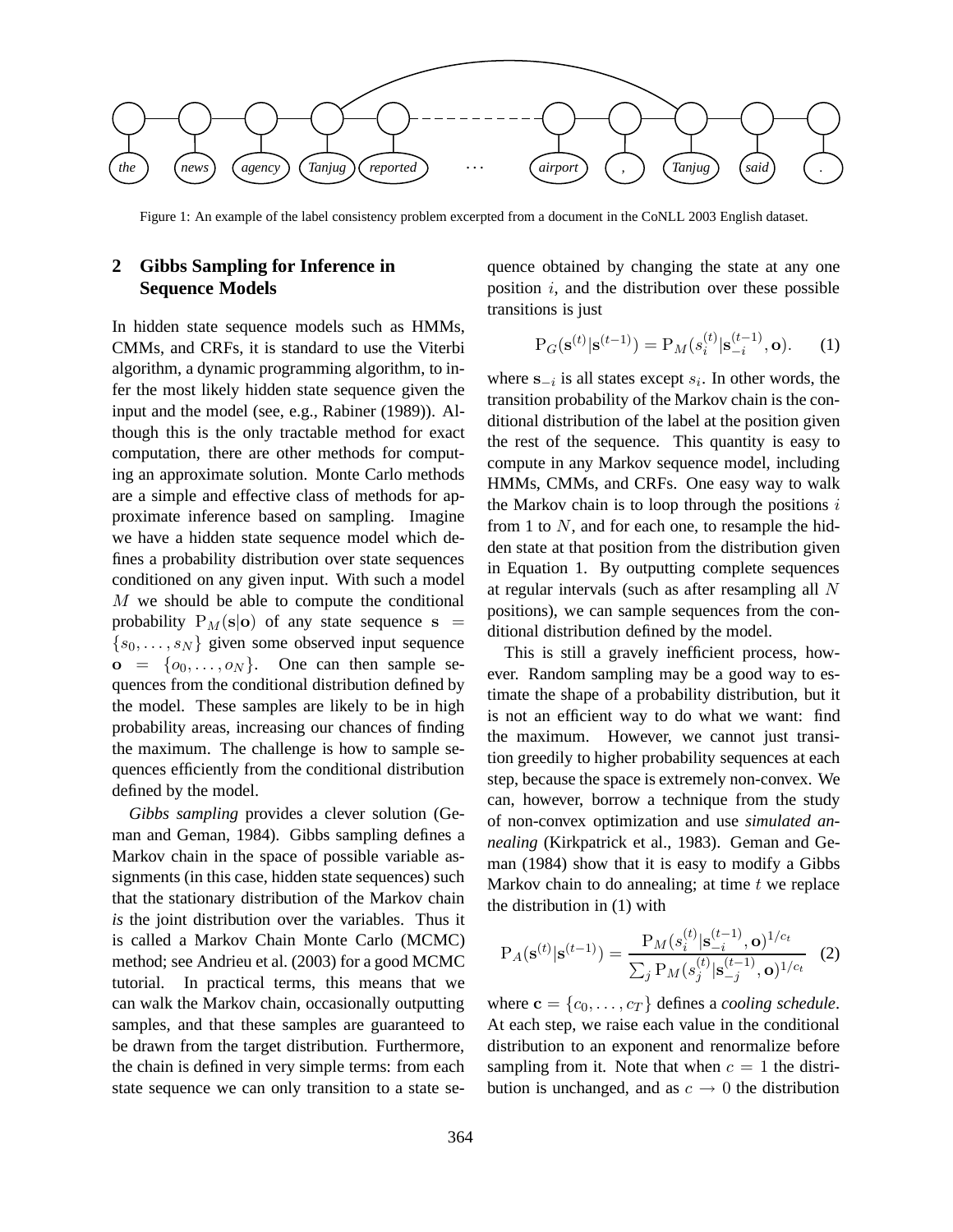Figure 1: An example of the label consistency problem excerpted from a document in the CoNLL 2003 English dataset.

## 2 Gibbs Sampling for Inference in Sequence Models

In hidden state sequence models such as HMMs, CMMs, and CRFs, it is standard to use the Viterbi algorithm, a dynamic programming algorithm, to infer the most likely hidden state sequence given the input and the model (see, e.g., Rabiner (1989)). Although this is the only tractable method for exact computation, there are other methods for computing an approximate solution. Monte Carlo methods are a simple and effective class of methods for approximate inference based on sampling. Imagine we have a hidden state sequence model which defines a probability distribution over state sequences conditioned on any given input. With such a model $M$ we should be able to compute the conditional probability $\mathrm{P}_M(\mathbf{s}|\mathbf{o})$ of any state sequence $\mathbf{s} = \{s_0, \ldots, s_N\}$ given some observed input sequence $\mathbf{o} = \{o_0, \ldots, o_N\}$. One can then sample sequences from the conditional distribution defined by the model. These samples are likely to be in high probability areas, increasing our chances of finding the maximum. The challenge is how to sample sequences efficiently from the conditional distribution defined by the model.

*Gibbs sampling* provides a clever solution (Geman and Geman, 1984). Gibbs sampling defines a Markov chain in the space of possible variable assignments (in this case, hidden state sequences) such that the stationary distribution of the Markov chain *is* the joint distribution over the variables. Thus it is called a Markov Chain Monte Carlo (MCMC) method; see Andrieu et al. (2003) for a good MCMC tutorial. In practical terms, this means that we can walk the Markov chain, occasionally outputting samples, and that these samples are guaranteed to be drawn from the target distribution. Furthermore, the chain is defined in very simple terms: from each state sequence we can only transition to a state sequence obtained by changing the state at any one position $i$, and the distribution over these possible transitions is just

$$\mathrm{P}_G(\mathbf{s}^{(t)}|\mathbf{s}^{(t-1)}) = \mathrm{P}_M(s_i^{(t)}|\mathbf{s}_{-i}^{(t-1)}, \mathbf{o}). \quad (1)$$

where $\mathbf{s}_{-i}$ is all states except $s_i$. In other words, the transition probability of the Markov chain is the conditional distribution of the label at the position given the rest of the sequence. This quantity is easy to compute in any Markov sequence model, including HMMs, CMMs, and CRFs. One easy way to walk the Markov chain is to loop through the positions $i$ from 1 to $N$, and for each one, to resample the hidden state at that position from the distribution given in Equation 1. By outputting complete sequences at regular intervals (such as after resampling all $N$ positions), we can sample sequences from the conditional distribution defined by the model.

This is still a gravely inefficient process, however. Random sampling may be a good way to estimate the shape of a probability distribution, but it is not an efficient way to do what we want: find the maximum. However, we cannot just transition greedily to higher probability sequences at each step, because the space is extremely non-convex. We can, however, borrow a technique from the study of non-convex optimization and use *simulated annealing* (Kirkpatrick et al., 1983). Geman and Geman (1984) show that it is easy to modify a Gibbs Markov chain to do annealing; at time $t$ we replace the distribution in (1) with

$$\mathrm{P}_A(\mathbf{s}^{(t)}|\mathbf{s}^{(t-1)}) = \frac{\mathrm{P}_M(s_i^{(t)}|\mathbf{s}_{-i}^{(t-1)}, \mathbf{o})^{1/c_t}}{\sum_j \mathrm{P}_M(s_j^{(t)}|\mathbf{s}_{-j}^{(t-1)}, \mathbf{o})^{1/c_t}} \quad (2)$$

where $\mathbf{c} = \{c_0, \ldots, c_T\}$ defines a *cooling schedule*. At each step, we raise each value in the conditional distribution to an exponent and renormalize before sampling from it. Note that when $c = 1$ the distribution is unchanged, and as $c \rightarrow 0$ the distribution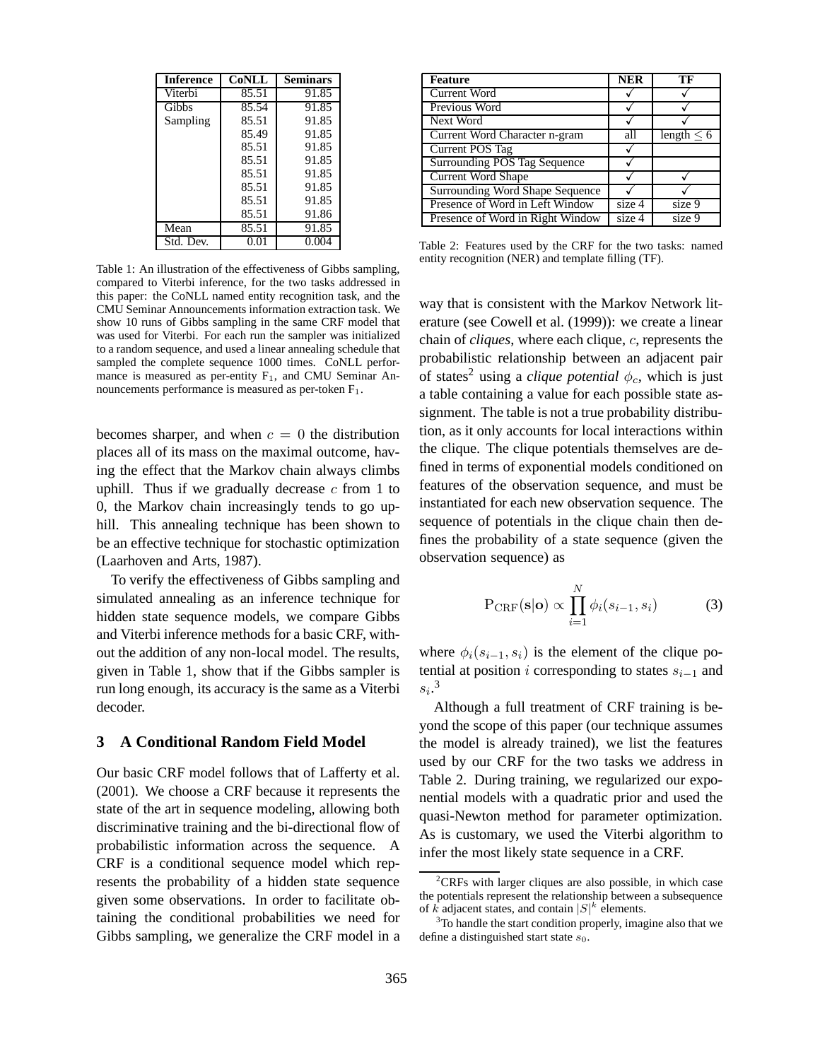| Inference | CoNLL | Seminars |
|---|---|---|
| Viterbi | 85.51 | 91.85 |
| Gibbs | 85.54 | 91.85 |
| Sampling | 85.51 | 91.85 |
| | 85.49 | 91.85 |
| | 85.51 | 91.85 |
| | 85.51 | 91.85 |
| | 85.51 | 91.85 |
| | 85.51 | 91.85 |
| | 85.51 | 91.85 |
| | 85.51 | 91.86 |
| Mean | 85.51 | 91.85 |
| Std. Dev. | 0.01 | 0.004 |

Table 1: An illustration of the effectiveness of Gibbs sampling, compared to Viterbi inference, for the two tasks addressed in this paper: the CoNLL named entity recognition task, and the CMU Seminar Announcements information extraction task. We show 10 runs of Gibbs sampling in the same CRF model that was used for Viterbi. For each run the sampler was initialized to a random sequence, and used a linear annealing schedule that sampled the complete sequence 1000 times. CoNLL performance is measured as per-entity $F_1$, and CMU Seminar Announcements performance is measured as per-token $F_1$.

becomes sharper, and when $c = 0$ the distribution places all of its mass on the maximal outcome, having the effect that the Markov chain always climbs uphill. Thus if we gradually decrease $c$ from 1 to 0, the Markov chain increasingly tends to go uphill. This annealing technique has been shown to be an effective technique for stochastic optimization (Laarhoven and Arts, 1987).

To verify the effectiveness of Gibbs sampling and simulated annealing as an inference technique for hidden state sequence models, we compare Gibbs and Viterbi inference methods for a basic CRF, without the addition of any non-local model. The results, given in Table 1, show that if the Gibbs sampler is run long enough, its accuracy is the same as a Viterbi decoder.

## 3 A Conditional Random Field Model

Our basic CRF model follows that of Lafferty et al. (2001). We choose a CRF because it represents the state of the art in sequence modeling, allowing both discriminative training and the bi-directional flow of probabilistic information across the sequence. A CRF is a conditional sequence model which represents the probability of a hidden state sequence given some observations. In order to facilitate obtaining the conditional probabilities we need for Gibbs sampling, we generalize the CRF model in a way that is consistent with the Markov Network literature (see Cowell et al. (1999)): we create a linear chain of *cliques*, where each clique, $c$, represents the probabilistic relationship between an adjacent pair of states[2] using a *clique potential* $\phi_c$, which is just a table containing a value for each possible state assignment. The table is not a true probability distribution, as it only accounts for local interactions within the clique. The clique potentials themselves are defined in terms of exponential models conditioned on features of the observation sequence, and must be instantiated for each new observation sequence. The sequence of potentials in the clique chain then defines the probability of a state sequence (given the observation sequence) as

$$P_{\text{CRF}}(\mathbf{s}|\mathbf{o}) \propto \prod_{i=1}^{N} \phi_i(s_{i-1}, s_i) \tag{3}$$

where $\phi_i(s_{i-1}, s_i)$ is the element of the clique potential at position $i$ corresponding to states $s_{i-1}$ and $s_i$.[3]

Although a full treatment of CRF training is beyond the scope of this paper (our technique assumes the model is already trained), we list the features used by our CRF for the two tasks we address in Table 2. During training, we regularized our exponential models with a quadratic prior and used the quasi-Newton method for parameter optimization. As is customary, we used the Viterbi algorithm to infer the most likely state sequence in a CRF.

| Feature | NER | TF |
|---|---|---|
| Current Word | ✓ | ✓ |
| Previous Word | ✓ | ✓ |
| Next Word | ✓ | ✓ |
| Current Word Character n-gram | all | length $\leq 6$ |
| Current POS Tag | ✓ | |
| Surrounding POS Tag Sequence | ✓ | |
| Current Word Shape | ✓ | ✓ |
| Surrounding Word Shape Sequence | ✓ | ✓ |
| Presence of Word in Left Window | size 4 | size 9 |
| Presence of Word in Right Window | size 4 | size 9 |

Table 2: Features used by the CRF for the two tasks: named entity recognition (NER) and template filling (TF).

[2] CRFs with larger cliques are also possible, in which case the potentials represent the relationship between a subsequence of $k$ adjacent states, and contain $|S|^k$ elements.

[3] To handle the start condition properly, imagine also that we define a distinguished start state $s_0$.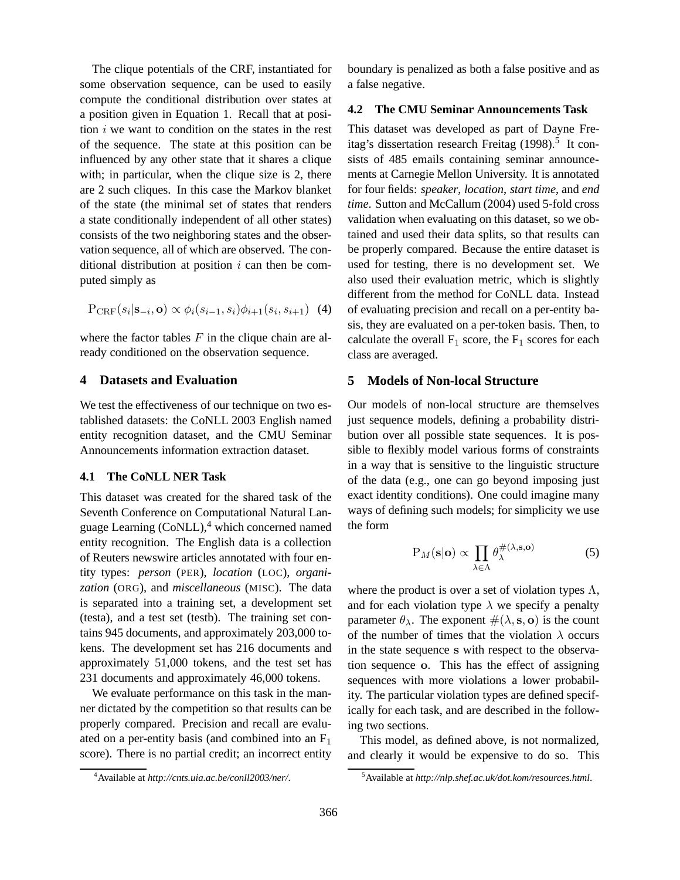The clique potentials of the CRF, instantiated for some observation sequence, can be used to easily compute the conditional distribution over states at a position given in Equation 1. Recall that at position $i$ we want to condition on the states in the rest of the sequence. The state at this position can be influenced by any other state that it shares a clique with; in particular, when the clique size is 2, there are 2 such cliques. In this case the Markov blanket of the state (the minimal set of states that renders a state conditionally independent of all other states) consists of the two neighboring states and the observation sequence, all of which are observed. The conditional distribution at position $i$ can then be computed simply as

$$\mathrm{P}_{\mathrm{CRF}}(s_i|\mathbf{s}_{-i}, \mathbf{o}) \propto \phi_i(s_{i-1}, s_i)\phi_{i+1}(s_i, s_{i+1}) \quad (4)$$

where the factor tables $F$ in the clique chain are already conditioned on the observation sequence.

## 4 Datasets and Evaluation

We test the effectiveness of our technique on two established datasets: the CoNLL 2003 English named entity recognition dataset, and the CMU Seminar Announcements information extraction dataset.

### 4.1 The CoNLL NER Task

This dataset was created for the shared task of the Seventh Conference on Computational Natural Language Learning (CoNLL),[4] which concerned named entity recognition. The English data is a collection of Reuters newswire articles annotated with four entity types: *person* (PER), *location* (LOC), *organization* (ORG), and *miscellaneous* (MISC). The data is separated into a training set, a development set (testa), and a test set (testb). The training set contains 945 documents, and approximately 203,000 tokens. The development set has 216 documents and approximately 51,000 tokens, and the test set has 231 documents and approximately 46,000 tokens.

We evaluate performance on this task in the manner dictated by the competition so that results can be properly compared. Precision and recall are evaluated on a per-entity basis (and combined into an $\mathrm{F}_1$ score). There is no partial credit; an incorrect entity boundary is penalized as both a false positive and as a false negative.

### 4.2 The CMU Seminar Announcements Task

This dataset was developed as part of Dayne Freitag's dissertation research Freitag (1998).[5] It consists of 485 emails containing seminar announcements at Carnegie Mellon University. It is annotated for four fields: *speaker*, *location*, *start time*, and *end time*. Sutton and McCallum (2004) used 5-fold cross validation when evaluating on this dataset, so we obtained and used their data splits, so that results can be properly compared. Because the entire dataset is used for testing, there is no development set. We also used their evaluation metric, which is slightly different from the method for CoNLL data. Instead of evaluating precision and recall on a per-entity basis, they are evaluated on a per-token basis. Then, to calculate the overall $\mathrm{F}_1$ score, the $\mathrm{F}_1$ scores for each class are averaged.

## 5 Models of Non-local Structure

Our models of non-local structure are themselves just sequence models, defining a probability distribution over all possible state sequences. It is possible to flexibly model various forms of constraints in a way that is sensitive to the linguistic structure of the data (e.g., one can go beyond imposing just exact identity conditions). One could imagine many ways of defining such models; for simplicity we use the form

$$\mathrm{P}_M(\mathbf{s}|\mathbf{o}) \propto \prod_{\lambda \in \Lambda} \theta_\lambda^{\#(\lambda, \mathbf{s}, \mathbf{o})} \quad (5)$$

where the product is over a set of violation types $\Lambda$, and for each violation type $\lambda$ we specify a penalty parameter $\theta_\lambda$. The exponent $\#(\lambda, \mathbf{s}, \mathbf{o})$ is the count of the number of times that the violation $\lambda$ occurs in the state sequence $\mathbf{s}$ with respect to the observation sequence $\mathbf{o}$. This has the effect of assigning sequences with more violations a lower probability. The particular violation types are defined specifically for each task, and are described in the following two sections.

This model, as defined above, is not normalized, and clearly it would be expensive to do so. This

[4] Available at *http://cnts.uia.ac.be/conll2003/ner/*.

[5] Available at *http://nlp.shef.ac.uk/dot.kom/resources.html*.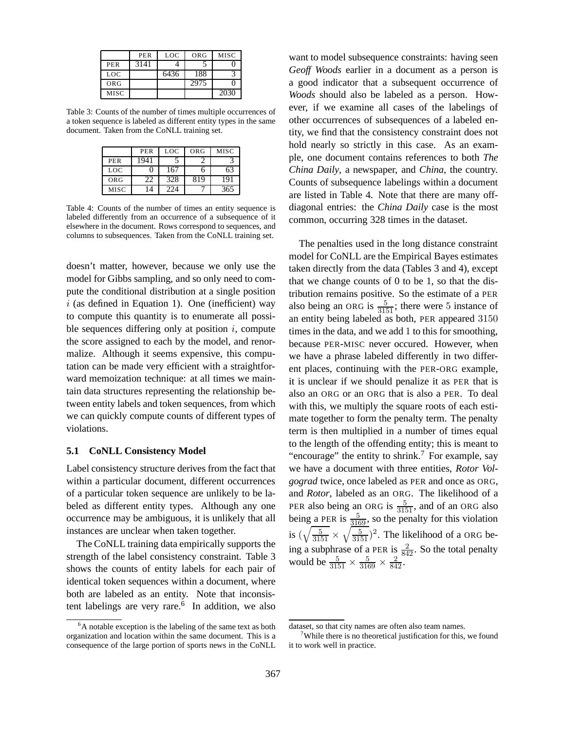| | PER | LOC | ORG | MISC |
|---|---|---|---|---|
| PER | 3141 | 4 | 5 | 0 |
| LOC | | 6436 | 188 | 3 |
| ORG | | | 2975 | 0 |
| MISC | | | | 2030 |

Table 3: Counts of the number of times multiple occurrences of a token sequence is labeled as different entity types in the same document. Taken from the CoNLL training set.

| | PER | LOC | ORG | MISC |
|---|---|---|---|---|
| PER | 1941 | 5 | 2 | 3 |
| LOC | 0 | 167 | 6 | 63 |
| ORG | 22 | 328 | 819 | 191 |
| MISC | 14 | 224 | 7 | 365 |

Table 4: Counts of the number of times an entity sequence is labeled differently from an occurrence of a subsequence of it elsewhere in the document. Rows correspond to sequences, and columns to subsequences. Taken from the CoNLL training set.

doesn't matter, however, because we only use the model for Gibbs sampling, and so only need to compute the conditional distribution at a single position $i$ (as defined in Equation 1). One (inefficient) way to compute this quantity is to enumerate all possible sequences differing only at position $i$, compute the score assigned to each by the model, and renormalize. Although it seems expensive, this computation can be made very efficient with a straightforward memoization technique: at all times we maintain data structures representing the relationship between entity labels and token sequences, from which we can quickly compute counts of different types of violations.

### 5.1 CoNLL Consistency Model

Label consistency structure derives from the fact that within a particular document, different occurrences of a particular token sequence are unlikely to be labeled as different entity types. Although any one occurrence may be ambiguous, it is unlikely that all instances are unclear when taken together.

The CoNLL training data empirically supports the strength of the label consistency constraint. Table 3 shows the counts of entity labels for each pair of identical token sequences within a document, where both are labeled as an entity. Note that inconsistent labelings are very rare.[6] In addition, we also want to model subsequence constraints: having seen *Geoff Woods* earlier in a document as a person is a good indicator that a subsequent occurrence of *Woods* should also be labeled as a person. However, if we examine all cases of the labelings of other occurrences of subsequences of a labeled entity, we find that the consistency constraint does not hold nearly so strictly in this case. As an example, one document contains references to both *The China Daily*, a newspaper, and *China*, the country. Counts of subsequence labelings within a document are listed in Table 4. Note that there are many off-diagonal entries: the *China Daily* case is the most common, occurring 328 times in the dataset.

The penalties used in the long distance constraint model for CoNLL are the Empirical Bayes estimates taken directly from the data (Tables 3 and 4), except that we change counts of 0 to be 1, so that the distribution remains positive. So the estimate of a PER also being an ORG is $\frac{5}{3151}$; there were $5$ instance of an entity being labeled as both, PER appeared $3150$ times in the data, and we add $1$ to this for smoothing, because PER-MISC never occured. However, when we have a phrase labeled differently in two different places, continuing with the PER-ORG example, it is unclear if we should penalize it as PER that is also an ORG or an ORG that is also a PER. To deal with this, we multiply the square roots of each estimate together to form the penalty term. The penalty term is then multiplied in a number of times equal to the length of the offending entity; this is meant to "encourage" the entity to shrink.[7] For example, say we have a document with three entities, *Rotor Volgograd* twice, once labeled as PER and once as ORG, and *Rotor*, labeled as an ORG. The likelihood of a PER also being an ORG is $\frac{5}{3151}$, and of an ORG also being a PER is $\frac{5}{3169}$, so the penalty for this violation is $(\sqrt{\frac{5}{3151}} \times \sqrt{\frac{5}{3151}})^2$. The likelihood of a ORG being a subphrase of a PER is $\frac{2}{842}$. So the total penalty would be $\frac{5}{3151} \times \frac{5}{3169} \times \frac{2}{842}$.

[6] A notable exception is the labeling of the same text as both organization and location within the same document. This is a consequence of the large portion of sports news in the CoNLL dataset, so that city names are often also team names.

[7] While there is no theoretical justification for this, we found it to work well in practice.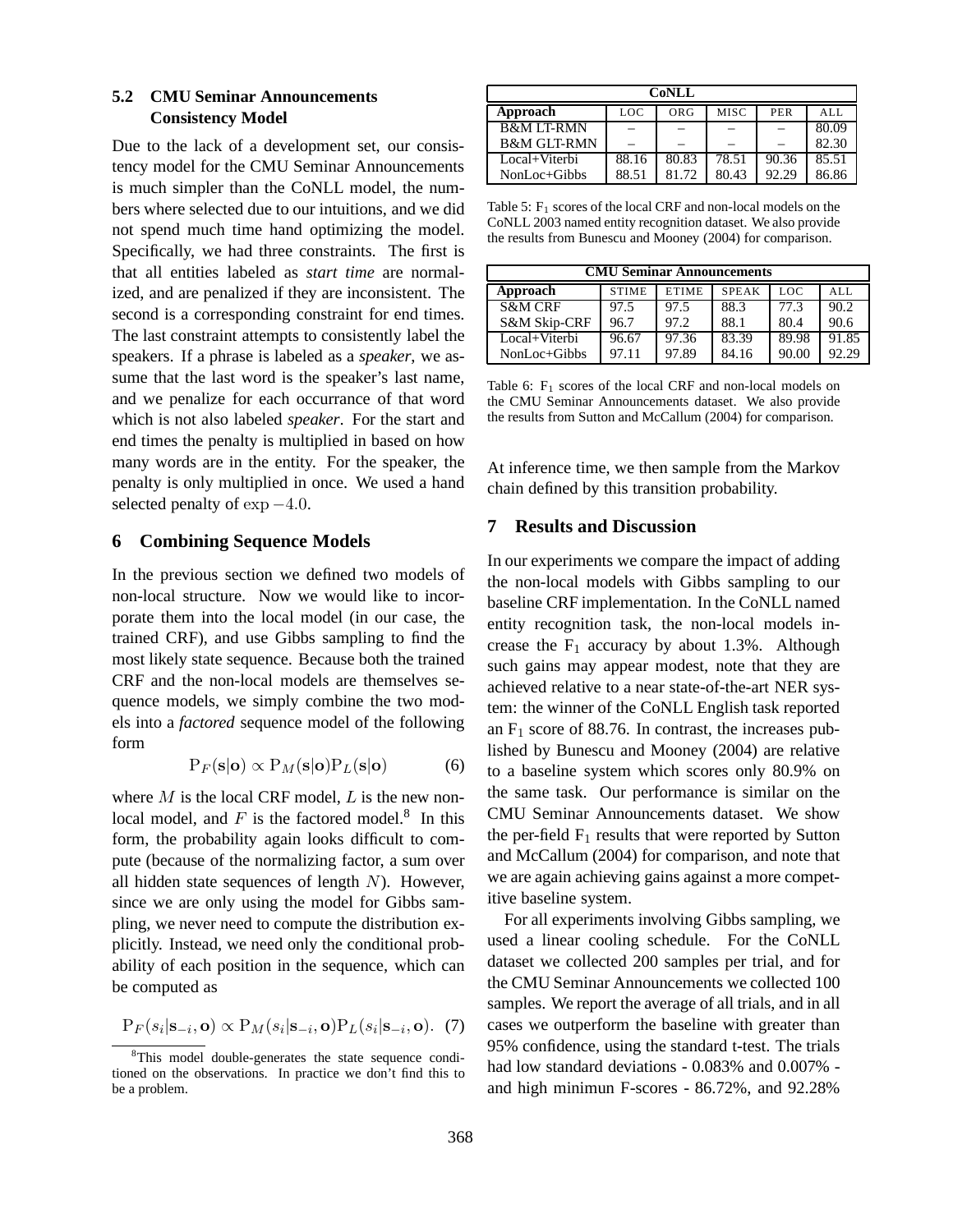### 5.2 CMU Seminar Announcements Consistency Model

Due to the lack of a development set, our consistency model for the CMU Seminar Announcements is much simpler than the CoNLL model, the numbers where selected due to our intuitions, and we did not spend much time hand optimizing the model. Specifically, we had three constraints. The first is that all entities labeled as *start time* are normalized, and are penalized if they are inconsistent. The second is a corresponding constraint for end times. The last constraint attempts to consistently label the speakers. If a phrase is labeled as a *speaker*, we assume that the last word is the speaker's last name, and we penalize for each occurrance of that word which is not also labeled *speaker*. For the start and end times the penalty is multiplied in based on how many words are in the entity. For the speaker, the penalty is only multiplied in once. We used a hand selected penalty of $\exp -4.0$.

## 6 Combining Sequence Models

In the previous section we defined two models of non-local structure. Now we would like to incorporate them into the local model (in our case, the trained CRF), and use Gibbs sampling to find the most likely state sequence. Because both the trained CRF and the non-local models are themselves sequence models, we simply combine the two models into a *factored* sequence model of the following form

$$\mathrm{P}_F(\mathbf{s}|\mathbf{o}) \propto \mathrm{P}_M(\mathbf{s}|\mathbf{o})\mathrm{P}_L(\mathbf{s}|\mathbf{o}) \qquad (6)$$

where $M$ is the local CRF model, $L$ is the new non-local model, and $F$ is the factored model.[8] In this form, the probability again looks difficult to compute (because of the normalizing factor, a sum over all hidden state sequences of length $N$). However, since we are only using the model for Gibbs sampling, we never need to compute the distribution explicitly. Instead, we need only the conditional probability of each position in the sequence, which can be computed as

$$\mathrm{P}_F(s_i|\mathbf{s}_{-i}, \mathbf{o}) \propto \mathrm{P}_M(s_i|\mathbf{s}_{-i}, \mathbf{o})\mathrm{P}_L(s_i|\mathbf{s}_{-i}, \mathbf{o}). \quad (7)$$

[8]This model double-generates the state sequence conditioned on the observations. In practice we don't find this to be a problem.

| CoNLL | | | | | |
|---|---|---|---|---|---|
| Approach | LOC | ORG | MISC | PER | ALL |
| B&M LT-RMN | – | – | – | – | 80.09 |
| B&M GLT-RMN | – | – | – | – | 82.30 |
| Local+Viterbi | 88.16 | 80.83 | 78.51 | 90.36 | 85.51 |
| NonLoc+Gibbs | 88.51 | 81.72 | 80.43 | 92.29 | 86.86 |

Table 5: $\mathrm{F}_1$ scores of the local CRF and non-local models on the CoNLL 2003 named entity recognition dataset. We also provide the results from Bunescu and Mooney (2004) for comparison.

| CMU Seminar Announcements | | | | | |
|---|---|---|---|---|---|
| Approach | STIME | ETIME | SPEAK | LOC | ALL |
| S&M CRF | 97.5 | 97.5 | 88.3 | 77.3 | 90.2 |
| S&M Skip-CRF | 96.7 | 97.2 | 88.1 | 80.4 | 90.6 |
| Local+Viterbi | 96.67 | 97.36 | 83.39 | 89.98 | 91.85 |
| NonLoc+Gibbs | 97.11 | 97.89 | 84.16 | 90.00 | 92.29 |

Table 6: $\mathrm{F}_1$ scores of the local CRF and non-local models on the CMU Seminar Announcements dataset. We also provide the results from Sutton and McCallum (2004) for comparison.

At inference time, we then sample from the Markov chain defined by this transition probability.

## 7 Results and Discussion

In our experiments we compare the impact of adding the non-local models with Gibbs sampling to our baseline CRF implementation. In the CoNLL named entity recognition task, the non-local models increase the $\mathrm{F}_1$ accuracy by about 1.3%. Although such gains may appear modest, note that they are achieved relative to a near state-of-the-art NER system: the winner of the CoNLL English task reported an $\mathrm{F}_1$ score of 88.76. In contrast, the increases published by Bunescu and Mooney (2004) are relative to a baseline system which scores only 80.9% on the same task. Our performance is similar on the CMU Seminar Announcements dataset. We show the per-field $\mathrm{F}_1$ results that were reported by Sutton and McCallum (2004) for comparison, and note that we are again achieving gains against a more competitive baseline system.

For all experiments involving Gibbs sampling, we used a linear cooling schedule. For the CoNLL dataset we collected 200 samples per trial, and for the CMU Seminar Announcements we collected 100 samples. We report the average of all trials, and in all cases we outperform the baseline with greater than 95% confidence, using the standard t-test. The trials had low standard deviations - 0.083% and 0.007% - and high minimun F-scores - 86.72%, and 92.28%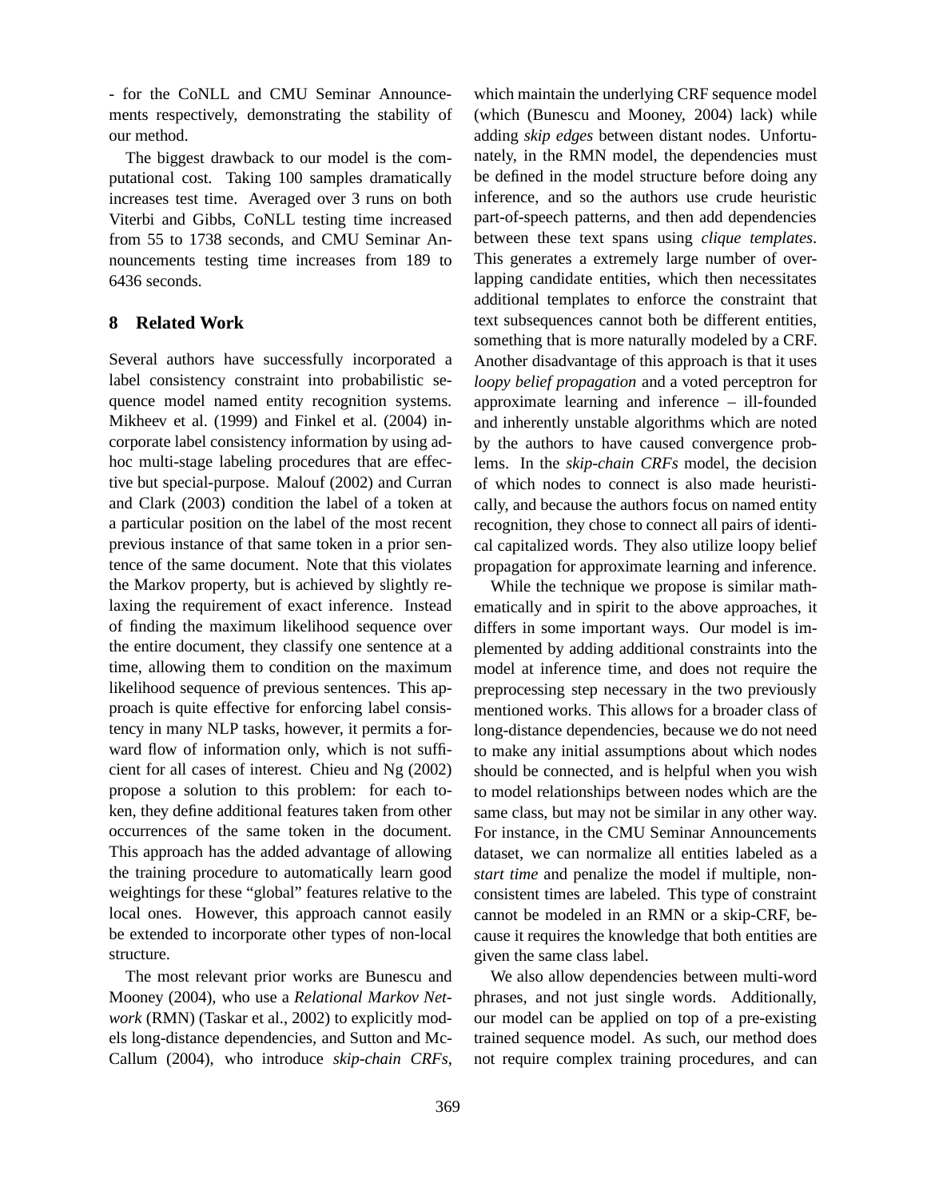- for the CoNLL and CMU Seminar Announcements respectively, demonstrating the stability of our method.

The biggest drawback to our model is the computational cost. Taking 100 samples dramatically increases test time. Averaged over 3 runs on both Viterbi and Gibbs, CoNLL testing time increased from 55 to 1738 seconds, and CMU Seminar Announcements testing time increases from 189 to 6436 seconds.

## 8 Related Work

Several authors have successfully incorporated a label consistency constraint into probabilistic sequence model named entity recognition systems. Mikheev et al. (1999) and Finkel et al. (2004) incorporate label consistency information by using adhoc multi-stage labeling procedures that are effective but special-purpose. Malouf (2002) and Curran and Clark (2003) condition the label of a token at a particular position on the label of the most recent previous instance of that same token in a prior sentence of the same document. Note that this violates the Markov property, but is achieved by slightly relaxing the requirement of exact inference. Instead of finding the maximum likelihood sequence over the entire document, they classify one sentence at a time, allowing them to condition on the maximum likelihood sequence of previous sentences. This approach is quite effective for enforcing label consistency in many NLP tasks, however, it permits a forward flow of information only, which is not sufficient for all cases of interest. Chieu and Ng (2002) propose a solution to this problem: for each token, they define additional features taken from other occurrences of the same token in the document. This approach has the added advantage of allowing the training procedure to automatically learn good weightings for these "global" features relative to the local ones. However, this approach cannot easily be extended to incorporate other types of non-local structure.

The most relevant prior works are Bunescu and Mooney (2004), who use a *Relational Markov Network* (RMN) (Taskar et al., 2002) to explicitly models long-distance dependencies, and Sutton and McCallum (2004), who introduce *skip-chain CRFs*, which maintain the underlying CRF sequence model (which (Bunescu and Mooney, 2004) lack) while adding *skip edges* between distant nodes. Unfortunately, in the RMN model, the dependencies must be defined in the model structure before doing any inference, and so the authors use crude heuristic part-of-speech patterns, and then add dependencies between these text spans using *clique templates*. This generates a extremely large number of overlapping candidate entities, which then necessitates additional templates to enforce the constraint that text subsequences cannot both be different entities, something that is more naturally modeled by a CRF. Another disadvantage of this approach is that it uses *loopy belief propagation* and a voted perceptron for approximate learning and inference – ill-founded and inherently unstable algorithms which are noted by the authors to have caused convergence problems. In the *skip-chain CRFs* model, the decision of which nodes to connect is also made heuristically, and because the authors focus on named entity recognition, they chose to connect all pairs of identical capitalized words. They also utilize loopy belief propagation for approximate learning and inference.

While the technique we propose is similar mathematically and in spirit to the above approaches, it differs in some important ways. Our model is implemented by adding additional constraints into the model at inference time, and does not require the preprocessing step necessary in the two previously mentioned works. This allows for a broader class of long-distance dependencies, because we do not need to make any initial assumptions about which nodes should be connected, and is helpful when you wish to model relationships between nodes which are the same class, but may not be similar in any other way. For instance, in the CMU Seminar Announcements dataset, we can normalize all entities labeled as a *start time* and penalize the model if multiple, non-consistent times are labeled. This type of constraint cannot be modeled in an RMN or a skip-CRF, because it requires the knowledge that both entities are given the same class label.

We also allow dependencies between multi-word phrases, and not just single words. Additionally, our model can be applied on top of a pre-existing trained sequence model. As such, our method does not require complex training procedures, and can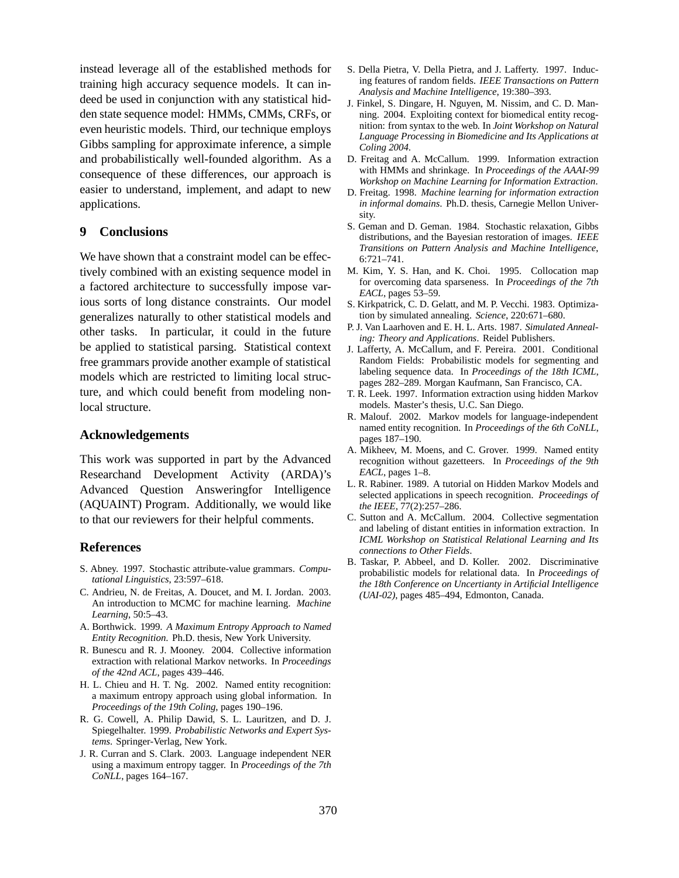instead leverage all of the established methods for training high accuracy sequence models. It can indeed be used in conjunction with any statistical hidden state sequence model: HMMs, CMMs, CRFs, or even heuristic models. Third, our technique employs Gibbs sampling for approximate inference, a simple and probabilistically well-founded algorithm. As a consequence of these differences, our approach is easier to understand, implement, and adapt to new applications.

## 9 Conclusions

We have shown that a constraint model can be effectively combined with an existing sequence model in a factored architecture to successfully impose various sorts of long distance constraints. Our model generalizes naturally to other statistical models and other tasks. In particular, it could in the future be applied to statistical parsing. Statistical context free grammars provide another example of statistical models which are restricted to limiting local structure, and which could benefit from modeling nonlocal structure.

## Acknowledgements

This work was supported in part by the Advanced Researchand Development Activity (ARDA)'s Advanced Question Answeringfor Intelligence (AQUAINT) Program. Additionally, we would like to that our reviewers for their helpful comments.

## References

S. Abney. 1997. Stochastic attribute-value grammars. *Computational Linguistics*, 23:597–618.

C. Andrieu, N. de Freitas, A. Doucet, and M. I. Jordan. 2003. An introduction to MCMC for machine learning. *Machine Learning*, 50:5–43.

A. Borthwick. 1999. *A Maximum Entropy Approach to Named Entity Recognition*. Ph.D. thesis, New York University.

R. Bunescu and R. J. Mooney. 2004. Collective information extraction with relational Markov networks. In *Proceedings of the 42nd ACL*, pages 439–446.

H. L. Chieu and H. T. Ng. 2002. Named entity recognition: a maximum entropy approach using global information. In *Proceedings of the 19th Coling*, pages 190–196.

R. G. Cowell, A. Philip Dawid, S. L. Lauritzen, and D. J. Spiegelhalter. 1999. *Probabilistic Networks and Expert Systems*. Springer-Verlag, New York.

J. R. Curran and S. Clark. 2003. Language independent NER using a maximum entropy tagger. In *Proceedings of the 7th CoNLL*, pages 164–167.

S. Della Pietra, V. Della Pietra, and J. Lafferty. 1997. Inducing features of random fields. *IEEE Transactions on Pattern Analysis and Machine Intelligence*, 19:380–393.

J. Finkel, S. Dingare, H. Nguyen, M. Nissim, and C. D. Manning. 2004. Exploiting context for biomedical entity recognition: from syntax to the web. In *Joint Workshop on Natural Language Processing in Biomedicine and Its Applications at Coling 2004*.

D. Freitag and A. McCallum. 1999. Information extraction with HMMs and shrinkage. In *Proceedings of the AAAI-99 Workshop on Machine Learning for Information Extraction*.

D. Freitag. 1998. *Machine learning for information extraction in informal domains*. Ph.D. thesis, Carnegie Mellon University.

S. Geman and D. Geman. 1984. Stochastic relaxation, Gibbs distributions, and the Bayesian restoration of images. *IEEE Transitions on Pattern Analysis and Machine Intelligence*, 6:721–741.

M. Kim, Y. S. Han, and K. Choi. 1995. Collocation map for overcoming data sparseness. In *Proceedings of the 7th EACL*, pages 53–59.

S. Kirkpatrick, C. D. Gelatt, and M. P. Vecchi. 1983. Optimization by simulated annealing. *Science*, 220:671–680.

P. J. Van Laarhoven and E. H. L. Arts. 1987. *Simulated Annealing: Theory and Applications*. Reidel Publishers.

J. Lafferty, A. McCallum, and F. Pereira. 2001. Conditional Random Fields: Probabilistic models for segmenting and labeling sequence data. In *Proceedings of the 18th ICML*, pages 282–289. Morgan Kaufmann, San Francisco, CA.

T. R. Leek. 1997. Information extraction using hidden Markov models. Master's thesis, U.C. San Diego.

R. Malouf. 2002. Markov models for language-independent named entity recognition. In *Proceedings of the 6th CoNLL*, pages 187–190.

A. Mikheev, M. Moens, and C. Grover. 1999. Named entity recognition without gazetteers. In *Proceedings of the 9th EACL*, pages 1–8.

L. R. Rabiner. 1989. A tutorial on Hidden Markov Models and selected applications in speech recognition. *Proceedings of the IEEE*, 77(2):257–286.

C. Sutton and A. McCallum. 2004. Collective segmentation and labeling of distant entities in information extraction. In *ICML Workshop on Statistical Relational Learning and Its connections to Other Fields*.

B. Taskar, P. Abbeel, and D. Koller. 2002. Discriminative probabilistic models for relational data. In *Proceedings of the 18th Conference on Uncertianty in Artificial Intelligence (UAI-02)*, pages 485–494, Edmonton, Canada.